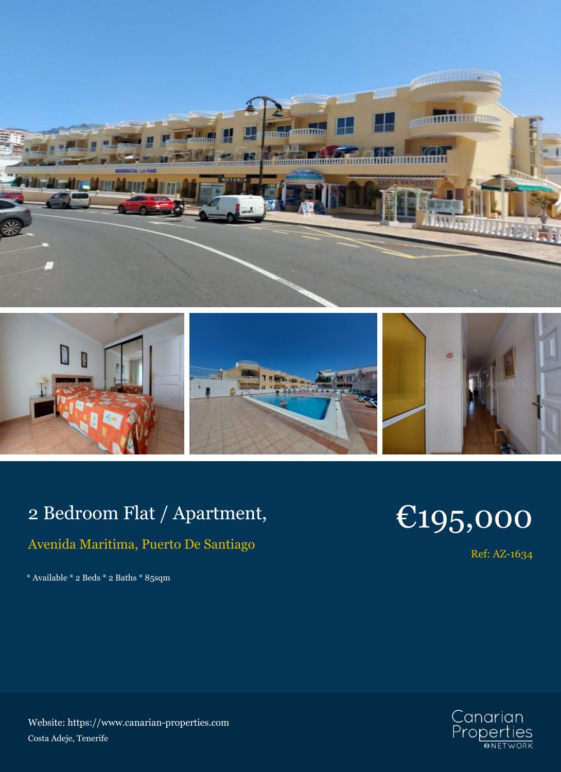# 2 Bedroom Flat / Apartment,

## Avenida Maritima, Puerto De Santiago

# €195,000

Ref: AZ-1634

* Available * 2 Beds * 2 Baths * 85sqm

Website: https://www.canarian-properties.com

Costa Adeje, Tenerife

Canarian Properties NETWORK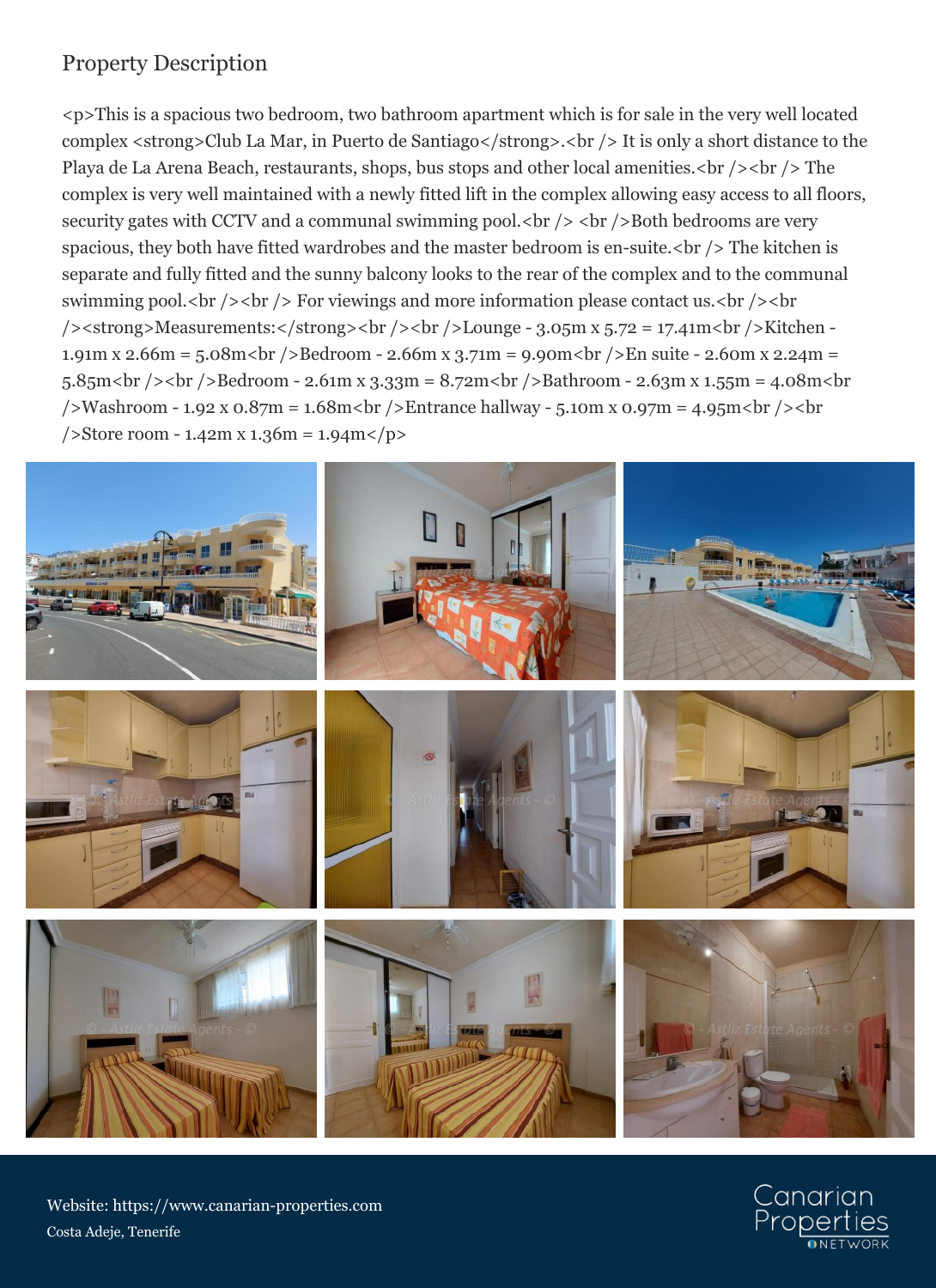## Property Description

<p>This is a spacious two bedroom, two bathroom apartment which is for sale in the very well located complex <strong>Club La Mar, in Puerto de Santiago</strong>.<br /> It is only a short distance to the Playa de La Arena Beach, restaurants, shops, bus stops and other local amenities.<br /><br /> The complex is very well maintained with a newly fitted lift in the complex allowing easy access to all floors, security gates with CCTV and a communal swimming pool.<br /> <br />Both bedrooms are very spacious, they both have fitted wardrobes and the master bedroom is en-suite.<br /> The kitchen is separate and fully fitted and the sunny balcony looks to the rear of the complex and to the communal swimming pool.<br /><br /> For viewings and more information please contact us.<br /><br /><strong>Measurements:</strong><br /><br />Lounge - 3.05m x 5.72 = 17.41m<br />Kitchen - 1.91m x 2.66m = 5.08m<br />Bedroom - 2.66m x 3.71m = 9.90m<br />En suite - 2.60m x 2.24m = 5.85m<br /><br />Bedroom - 2.61m x 3.33m = 8.72m<br />Bathroom - 2.63m x 1.55m = 4.08m<br />Washroom - 1.92 x 0.87m = 1.68m<br />Entrance hallway - 5.10m x 0.97m = 4.95m<br /><br />Store room - 1.42m x 1.36m = 1.94m</p>

Website: https://www.canarian-properties.com

Costa Adeje, Tenerife